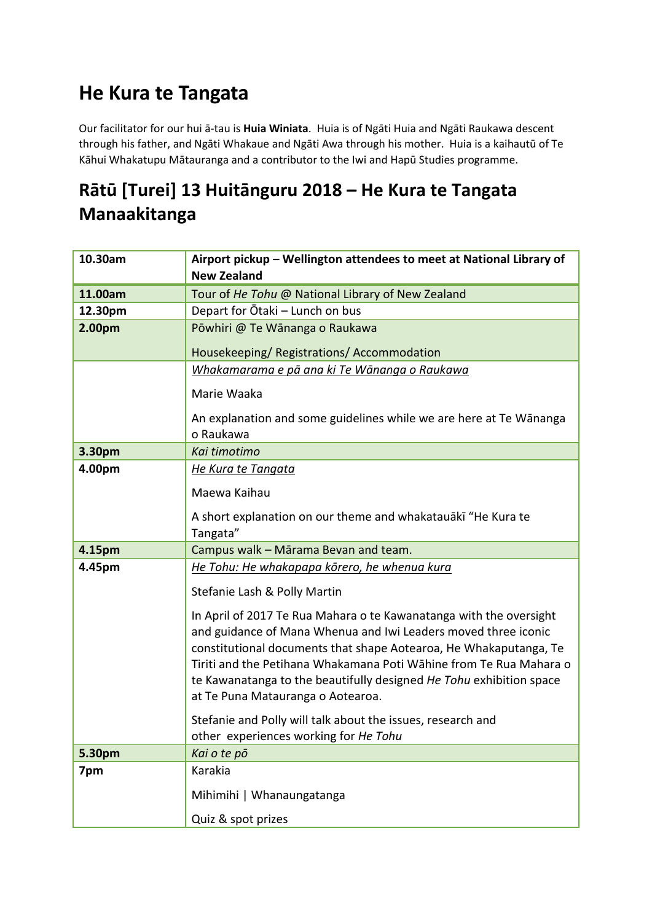# He Kura te Tangata

Our facilitator for our hui ā-tau is **Huia Winiata**. Huia is of Ngāti Huia and Ngāti Raukawa descent through his father, and Ngāti Whakaue and Ngāti Awa through his mother. Huia is a kaihautū of Te Kāhui Whakatupu Mātauranga and a contributor to the Iwi and Hapū Studies programme.

## Rātū [Turei] 13 Huitānguru 2018 – He Kura te Tangata Manaakitanga

| | |
|---|---|
| **10.30am** | **Airport pickup – Wellington attendees to meet at National Library of New Zealand** |
| **11.00am** | Tour of *He Tohu* @ National Library of New Zealand |
| **12.30pm** | Depart for Ōtaki – Lunch on bus |
| **2.00pm** | Pōwhiri @ Te Wānanga o Raukawa<br><br>Housekeeping/ Registrations/ Accommodation |
| | *<u>Whakamarama e pā ana ki Te Wānanga o Raukawa</u>*<br><br>Marie Waaka<br><br>An explanation and some guidelines while we are here at Te Wānanga o Raukawa |
| **3.30pm** | *Kai timotimo* |
| **4.00pm** | *<u>He Kura te Tangata</u>*<br><br>Maewa Kaihau<br><br>A short explanation on our theme and whakatauākī "He Kura te Tangata" |
| **4.15pm** | Campus walk – Mārama Bevan and team. |
| **4.45pm** | *<u>He Tohu: He whakapapa kōrero, he whenua kura</u>*<br><br>Stefanie Lash & Polly Martin<br><br>In April of 2017 Te Rua Mahara o te Kawanatanga with the oversight and guidance of Mana Whenua and Iwi Leaders moved three iconic constitutional documents that shape Aotearoa, He Whakaputanga, Te Tiriti and the Petihana Whakamana Poti Wāhine from Te Rua Mahara o te Kawanatanga to the beautifully designed *He Tohu* exhibition space at Te Puna Matauranga o Aotearoa.<br><br>Stefanie and Polly will talk about the issues, research and other experiences working for *He Tohu* |
| **5.30pm** | *Kai o te pō* |
| **7pm** | Karakia<br><br>Mihimihi \| Whanaungatanga<br><br>Quiz & spot prizes |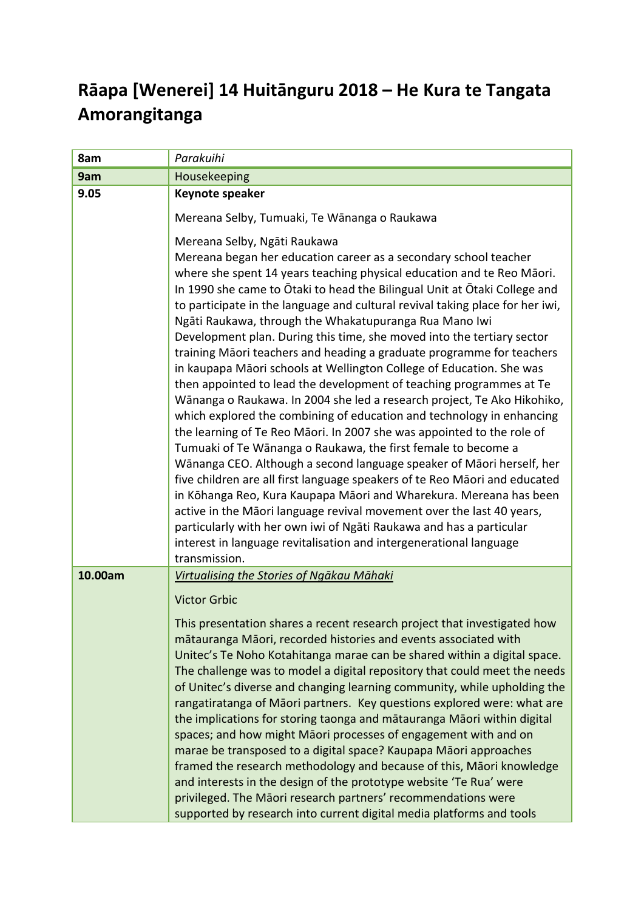# Rāapa [Wenerei] 14 Huitānguru 2018 – He Kura te Tangata Amorangitanga

| Time | Session |
| --- | --- |
| 8am | *Parakuihi* |
| 9am | Housekeeping |
| 9.05 | **Keynote speaker**<br><br>Mereana Selby, Tumuaki, Te Wānanga o Raukawa<br><br>Mereana Selby, Ngāti Raukawa<br>Mereana began her education career as a secondary school teacher where she spent 14 years teaching physical education and te Reo Māori. In 1990 she came to Ōtaki to head the Bilingual Unit at Ōtaki College and to participate in the language and cultural revival taking place for her iwi, Ngāti Raukawa, through the Whakatupuranga Rua Mano Iwi Development plan. During this time, she moved into the tertiary sector training Māori teachers and heading a graduate programme for teachers in kaupapa Māori schools at Wellington College of Education. She was then appointed to lead the development of teaching programmes at Te Wānanga o Raukawa. In 2004 she led a research project, Te Ako Hikohiko, which explored the combining of education and technology in enhancing the learning of Te Reo Māori. In 2007 she was appointed to the role of Tumuaki of Te Wānanga o Raukawa, the first female to become a Wānanga CEO. Although a second language speaker of Māori herself, her five children are all first language speakers of te Reo Māori and educated in Kōhanga Reo, Kura Kaupapa Māori and Wharekura. Mereana has been active in the Māori language revival movement over the last 40 years, particularly with her own iwi of Ngāti Raukawa and has a particular interest in language revitalisation and intergenerational language transmission. |
| 10.00am | *<u>Virtualising the Stories of Ngākau Māhaki</u>*<br><br>Victor Grbic<br><br>This presentation shares a recent research project that investigated how mātauranga Māori, recorded histories and events associated with Unitec's Te Noho Kotahitanga marae can be shared within a digital space. The challenge was to model a digital repository that could meet the needs of Unitec's diverse and changing learning community, while upholding the rangatiratanga of Māori partners. Key questions explored were: what are the implications for storing taonga and mātauranga Māori within digital spaces; and how might Māori processes of engagement with and on marae be transposed to a digital space? Kaupapa Māori approaches framed the research methodology and because of this, Māori knowledge and interests in the design of the prototype website 'Te Rua' were privileged. The Māori research partners' recommendations were supported by research into current digital media platforms and tools |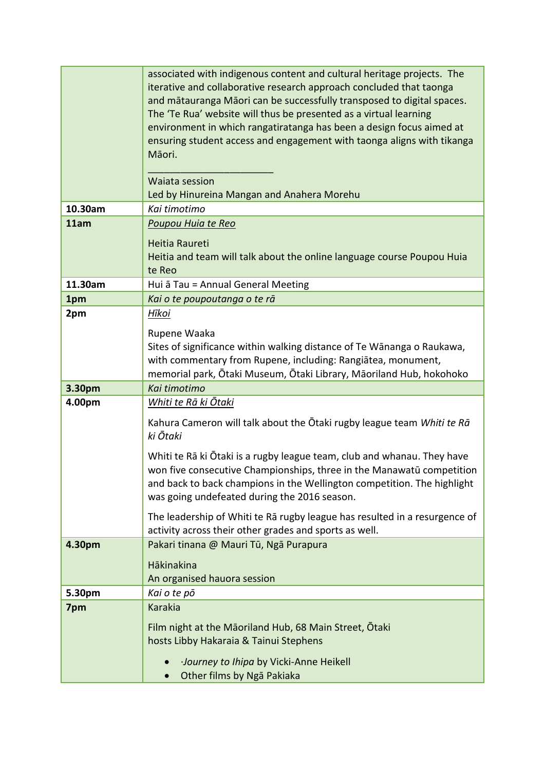| | |
|---|---|
| | associated with indigenous content and cultural heritage projects. The iterative and collaborative research approach concluded that taonga and mātauranga Māori can be successfully transposed to digital spaces. The 'Te Rua' website will thus be presented as a virtual learning environment in which rangatiratanga has been a design focus aimed at ensuring student access and engagement with taonga aligns with tikanga Māori.<br>________________________<br>Waiata session<br>Led by Hinureina Mangan and Anahera Morehu |
| **10.30am** | *Kai timotimo* |
| **11am** | *Poupou Huia te Reo*<br><br>Heitia Raureti<br>Heitia and team will talk about the online language course Poupou Huia te Reo |
| **11.30am** | Hui ā Tau = Annual General Meeting |
| **1pm** | *Kai o te poupoutanga o te rā* |
| **2pm** | *Hīkoi*<br><br>Rupene Waaka<br>Sites of significance within walking distance of Te Wānanga o Raukawa, with commentary from Rupene, including: Rangiātea, monument, memorial park, Ōtaki Museum, Ōtaki Library, Māoriland Hub, hokohoko |
| **3.30pm** | *Kai timotimo* |
| **4.00pm** | *Whiti te Rā ki Ōtaki*<br><br>Kahura Cameron will talk about the Ōtaki rugby league team *Whiti te Rā ki Ōtaki*<br><br>Whiti te Rā ki Ōtaki is a rugby league team, club and whanau. They have won five consecutive Championships, three in the Manawatū competition and back to back champions in the Wellington competition. The highlight was going undefeated during the 2016 season.<br><br>The leadership of Whiti te Rā rugby league has resulted in a resurgence of activity across their other grades and sports as well. |
| **4.30pm** | Pakari tinana @ Mauri Tū, Ngā Purapura<br><br>Hākinakina<br>An organised hauora session |
| **5.30pm** | *Kai o te pō* |
| **7pm** | Karakia<br><br>Film night at the Māoriland Hub, 68 Main Street, Ōtaki<br>hosts Libby Hakaraia & Tainui Stephens<br><br>• ·*Journey to Ihipa* by Vicki-Anne Heikell<br>• Other films by Ngā Pakiaka |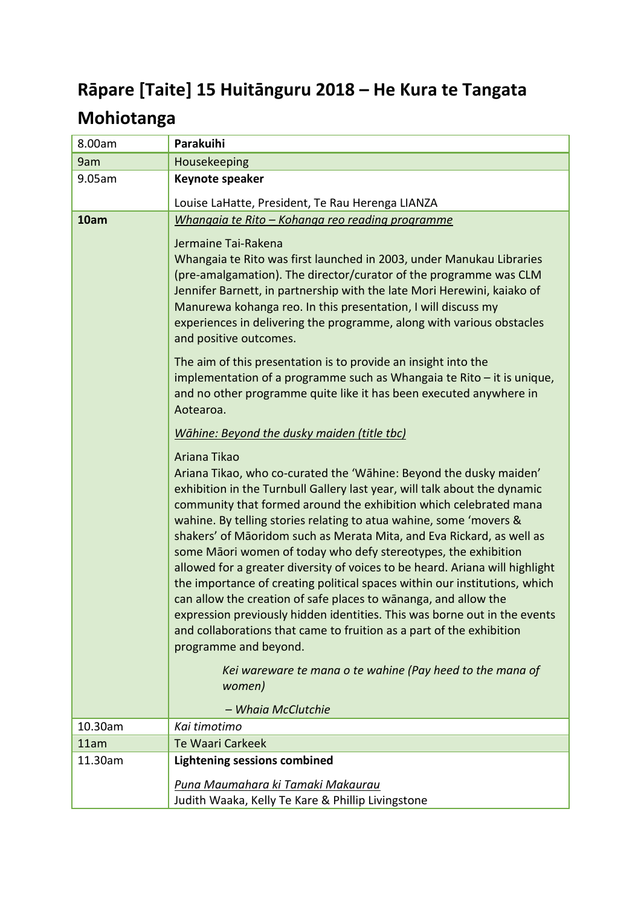# Rāpare [Taite] 15 Huitānguru 2018 – He Kura te Tangata Mohiotanga

| | |
|---|---|
| 8.00am | **Parakuihi** |
| 9am | Housekeeping |
| 9.05am | **Keynote speaker**<br><br>Louise LaHatte, President, Te Rau Herenga LIANZA |
| **10am** | <u>*Whangaia te Rito – Kohanga reo reading programme*</u><br><br>Jermaine Tai-Rakena<br>Whangaia te Rito was first launched in 2003, under Manukau Libraries (pre-amalgamation). The director/curator of the programme was CLM Jennifer Barnett, in partnership with the late Mori Herewini, kaiako of Manurewa kohanga reo. In this presentation, I will discuss my experiences in delivering the programme, along with various obstacles and positive outcomes.<br><br>The aim of this presentation is to provide an insight into the implementation of a programme such as Whangaia te Rito – it is unique, and no other programme quite like it has been executed anywhere in Aotearoa.<br><br><u>*Wāhine: Beyond the dusky maiden (title tbc)*</u><br><br>Ariana Tikao<br>Ariana Tikao, who co-curated the 'Wāhine: Beyond the dusky maiden' exhibition in the Turnbull Gallery last year, will talk about the dynamic community that formed around the exhibition which celebrated mana wahine. By telling stories relating to atua wahine, some 'movers & shakers' of Māoridom such as Merata Mita, and Eva Rickard, as well as some Māori women of today who defy stereotypes, the exhibition allowed for a greater diversity of voices to be heard. Ariana will highlight the importance of creating political spaces within our institutions, which can allow the creation of safe places to wānanga, and allow the expression previously hidden identities. This was borne out in the events and collaborations that came to fruition as a part of the exhibition programme and beyond.<br><br>*Kei wareware te mana o te wahine (Pay heed to the mana of women)*<br><br>*– Whaia McClutchie* |
| 10.30am | *Kai timotimo* |
| 11am | Te Waari Carkeek |
| 11.30am | **Lightening sessions combined**<br><br><u>*Puna Maumahara ki Tamaki Makaurau*</u><br>Judith Waaka, Kelly Te Kare & Phillip Livingstone |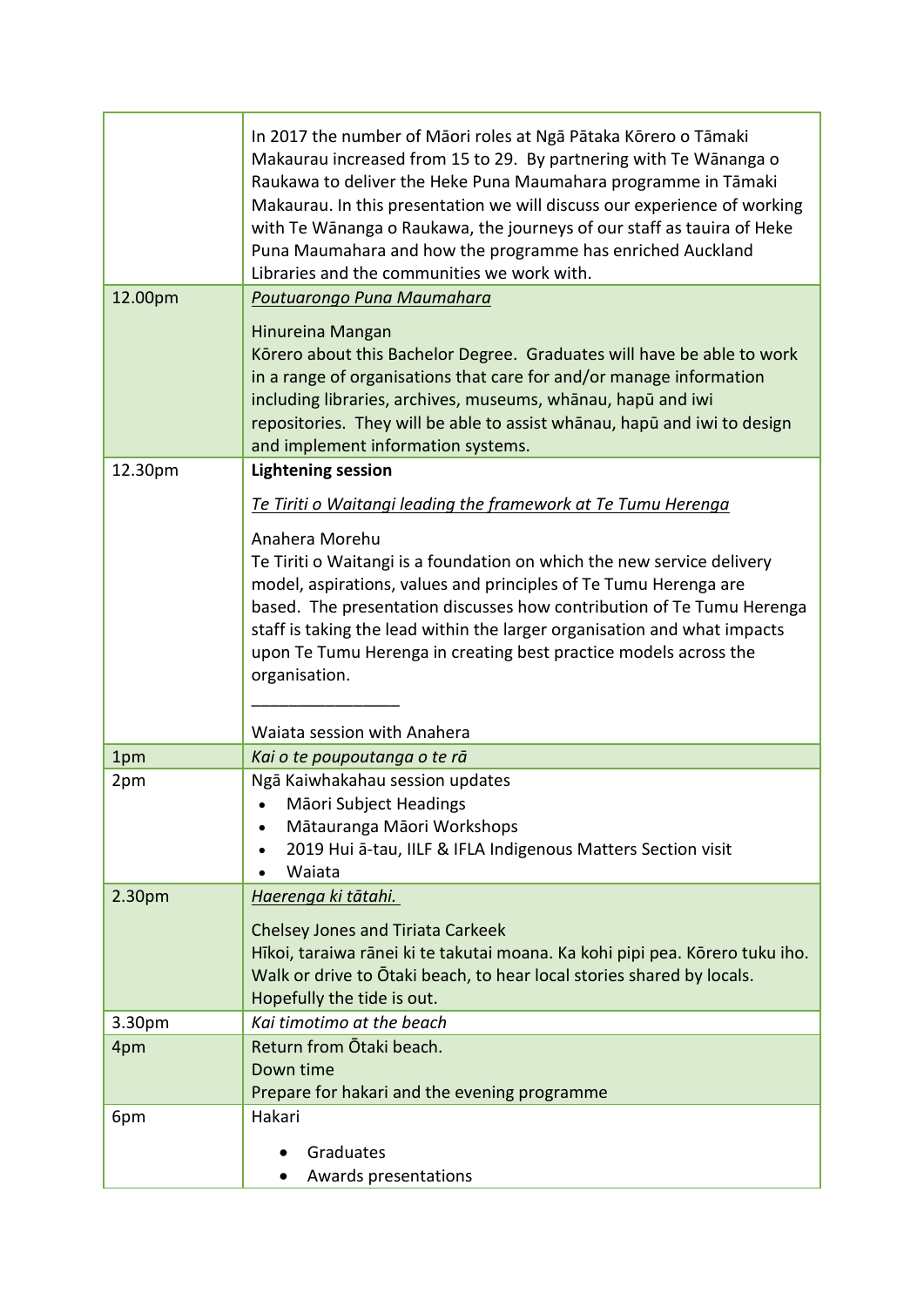| | |
|---|---|
| | In 2017 the number of Māori roles at Ngā Pātaka Kōrero o Tāmaki Makaurau increased from 15 to 29. By partnering with Te Wānanga o Raukawa to deliver the Heke Puna Maumahara programme in Tāmaki Makaurau. In this presentation we will discuss our experience of working with Te Wānanga o Raukawa, the journeys of our staff as tauira of Heke Puna Maumahara and how the programme has enriched Auckland Libraries and the communities we work with. |
| 12.00pm | <u>*Poutuarongo Puna Maumahara*</u><br><br>Hinureina Mangan<br>Kōrero about this Bachelor Degree. Graduates will have be able to work in a range of organisations that care for and/or manage information including libraries, archives, museums, whānau, hapū and iwi repositories. They will be able to assist whānau, hapū and iwi to design and implement information systems. |
| 12.30pm | **Lightening session**<br><br><u>*Te Tiriti o Waitangi leading the framework at Te Tumu Herenga*</u><br><br>Anahera Morehu<br>Te Tiriti o Waitangi is a foundation on which the new service delivery model, aspirations, values and principles of Te Tumu Herenga are based. The presentation discusses how contribution of Te Tumu Herenga staff is taking the lead within the larger organisation and what impacts upon Te Tumu Herenga in creating best practice models across the organisation.<br><br>\_\_\_\_\_\_\_\_\_\_\_\_\_\_\_\_<br><br>Waiata session with Anahera |
| 1pm | *Kai o te poupoutanga o te rā* |
| 2pm | Ngā Kaiwhakahau session updates<br>• Māori Subject Headings<br>• Mātauranga Māori Workshops<br>• 2019 Hui ā-tau, IILF & IFLA Indigenous Matters Section visit<br>• Waiata |
| 2.30pm | <u>*Haerenga ki tātahi.*</u><br><br>Chelsey Jones and Tiriata Carkeek<br>Hīkoi, taraiwa rānei ki te takutai moana. Ka kohi pipi pea. Kōrero tuku iho. Walk or drive to Ōtaki beach, to hear local stories shared by locals. Hopefully the tide is out. |
| 3.30pm | *Kai timotimo at the beach* |
| 4pm | Return from Ōtaki beach.<br>Down time<br>Prepare for hakari and the evening programme |
| 6pm | Hakari<br><br>• Graduates<br>• Awards presentations |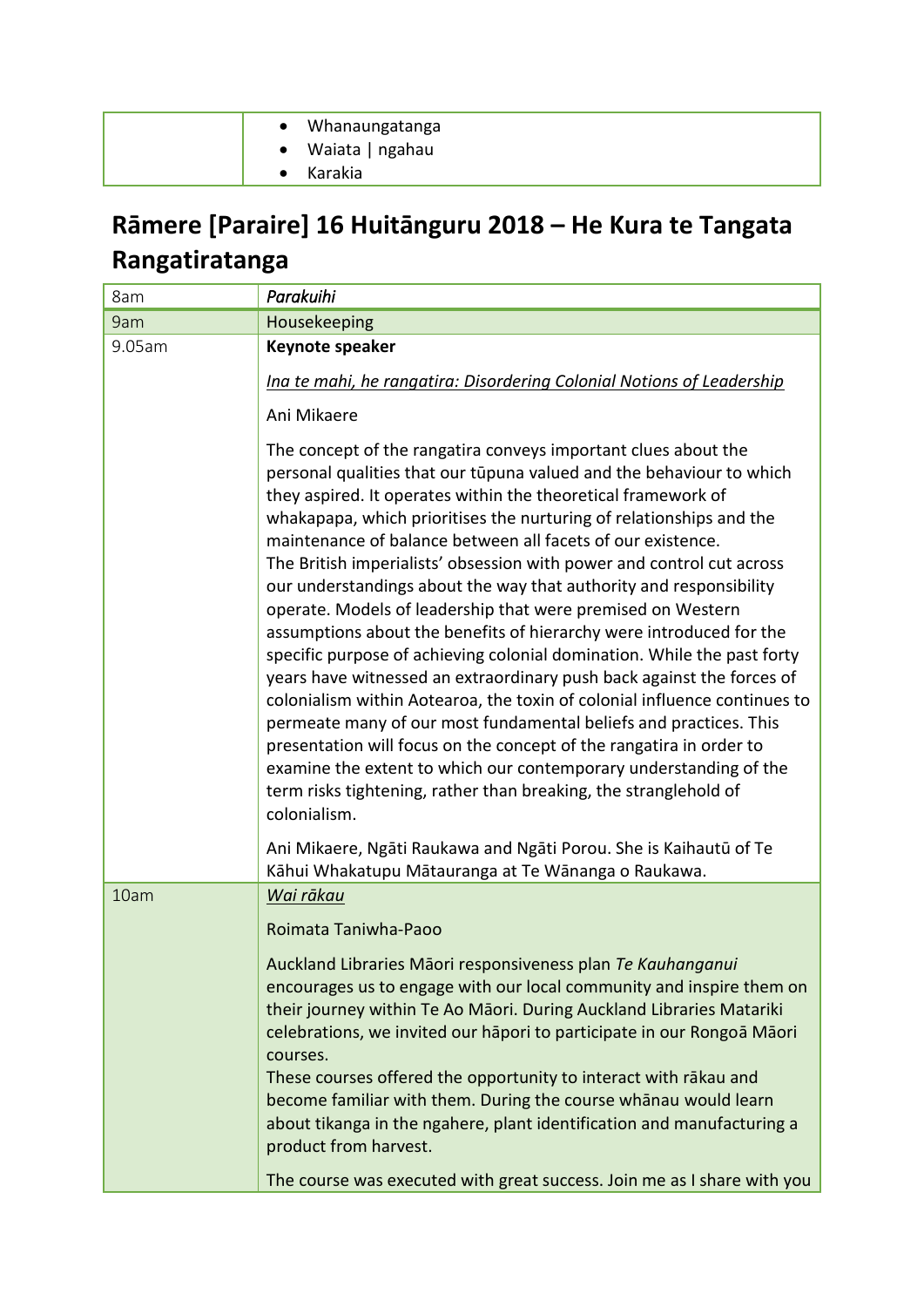|  |  |
|---|---|
|  | • Whanaungatanga<br>• Waiata \| ngahau<br>• Karakia |

## Rāmere [Paraire] 16 Huitānguru 2018 – He Kura te Tangata Rangatiratanga

| | |
|---|---|
| 8am | *Parakuihi* |
| 9am | Housekeeping |
| 9.05am | **Keynote speaker**<br><br>*Ina te mahi, he rangatira: Disordering Colonial Notions of Leadership*<br><br>Ani Mikaere<br><br>The concept of the rangatira conveys important clues about the personal qualities that our tūpuna valued and the behaviour to which they aspired. It operates within the theoretical framework of whakapapa, which prioritises the nurturing of relationships and the maintenance of balance between all facets of our existence.<br>The British imperialists' obsession with power and control cut across our understandings about the way that authority and responsibility operate. Models of leadership that were premised on Western assumptions about the benefits of hierarchy were introduced for the specific purpose of achieving colonial domination. While the past forty years have witnessed an extraordinary push back against the forces of colonialism within Aotearoa, the toxin of colonial influence continues to permeate many of our most fundamental beliefs and practices. This presentation will focus on the concept of the rangatira in order to examine the extent to which our contemporary understanding of the term risks tightening, rather than breaking, the stranglehold of colonialism.<br><br>Ani Mikaere, Ngāti Raukawa and Ngāti Porou. She is Kaihautū of Te Kāhui Whakatupu Mātauranga at Te Wānanga o Raukawa. |
| 10am | *Wai rākau*<br><br>Roimata Taniwha-Paoo<br><br>Auckland Libraries Māori responsiveness plan *Te Kauhanganui* encourages us to engage with our local community and inspire them on their journey within Te Ao Māori. During Auckland Libraries Matariki celebrations, we invited our hāpori to participate in our Rongoā Māori courses.<br>These courses offered the opportunity to interact with rākau and become familiar with them. During the course whānau would learn about tikanga in the ngahere, plant identification and manufacturing a product from harvest.<br><br>The course was executed with great success. Join me as I share with you |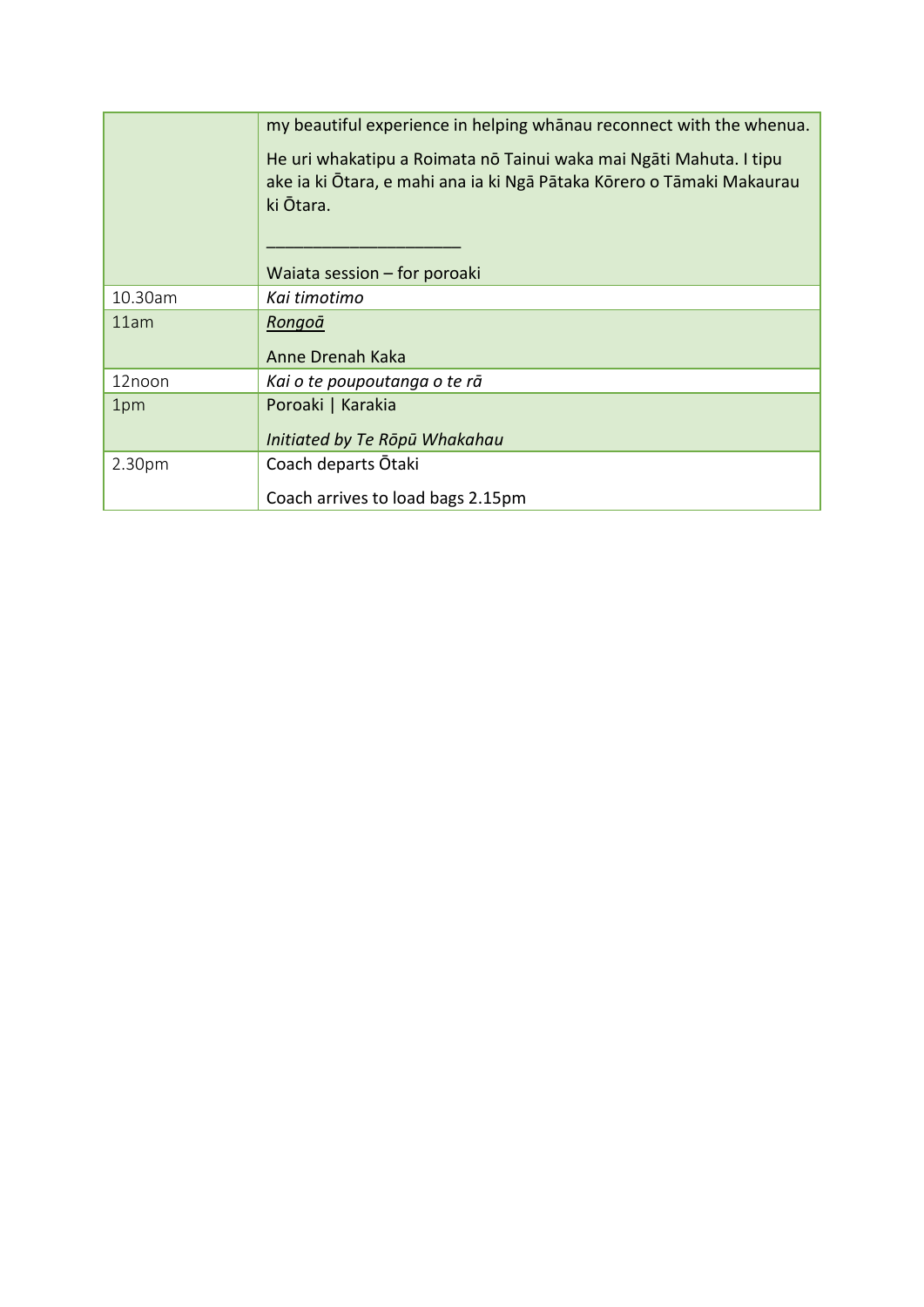| | |
|---|---|
| | my beautiful experience in helping whānau reconnect with the whenua.<br><br>He uri whakatipu a Roimata nō Tainui waka mai Ngāti Mahuta. I tipu ake ia ki Ōtara, e mahi ana ia ki Ngā Pātaka Kōrero o Tāmaki Makaurau ki Ōtara.<br><br>____________________<br><br>Waiata session – for poroaki |
| 10.30am | *Kai timotimo* |
| 11am | ***Rongoā***<br><br>Anne Drenah Kaka |
| 12noon | *Kai o te poupoutanga o te rā* |
| 1pm | Poroaki \| Karakia<br><br>*Initiated by Te Rōpū Whakahau* |
| 2.30pm | Coach departs Ōtaki<br><br>Coach arrives to load bags 2.15pm |